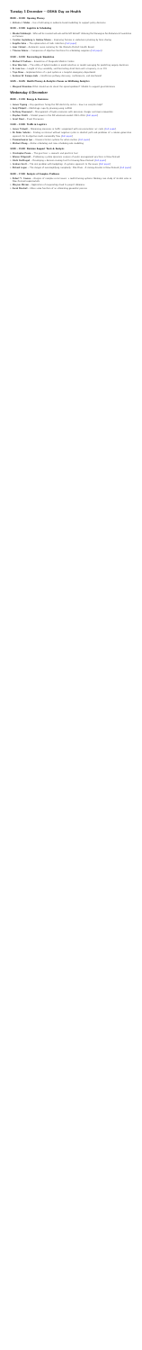## Tuesday 3 December – ORSA Day on Health

### 09:00 – 10:00: Opening Plenary

- **Vicki de Vries** – From invisible harm to patient-centred healthcare: a paradigm shift

### 10:30 – 12:00: Logistics & Scheduling

- **Marcel Kleinhout** – Why does a central meal service not work? How to improve by balancing workload and costs
- **Carina Lindeboom & Sanne Ettema** – Improving planning in diabetes care by letting nurses focus more
- **Angela Anna** – The optimization of daily scheduling of patient care
- **Joey Tinholt** – Allocation by patient distribution in the Dutch healthcare sector
- **Thomas Adams** – Performance of direct contact in a planning model for home care

### 13:00 – 14:00: Recovery-led Simulation

- **Richard Koekoek** – Applications of Recovery-led data analysis
- **Ilse Abbenhuis** – The effect of digital health on workload and production planning of outpatient clinics
- **Ai-Liem Liu** – Insight in the availability of chairs and beds for patients with oncology
- **Tina Scheid** – Optimizing use of chairs in a hospital day care treatment facility
- **Arjun van de Valk** – Simulation models for the planning of beds

### 14:30 – 16:00: Health Planning & Analytics

- **Margriet Rietdorp** – Is my hospital ready for dynamic pricing? A planning perspective

## Wednesday 4 December

### 09:00 – 11:00: Energy & Emissions

- **Sanne Pijning** – How green is your electricity: one size does not fit all
- **Sonja Pijlaar** – Modelling capacity planning in battery storage
- **Anthony Grossmann** – Optimization of emission reductions through carbon credit offsetting
- **Stephen Wahl** – The impact of energy storage on grid congestion
- **Jesper Baas** – Panel discussion

### 13:00 – 14:00: Traffic & Logistics

- **Jeroen Trimbach** – Planning of train crew rosters using column generation
- **Ali Sedat Tabakol** – A bi-objective approach to location and routing problems with time windows
- **Roderick van Damme** – An optimization approach for pallet loading
- **Christian van de Ven** – Freight transportation with a profit-maximizing model
- **Michael Kropp** – Travel time estimations for transport models

### 15:00 – 16:00: Decision Support Tools & Analysis

- **Christopher Evans** – Automatic detection of frauds in open source code
- **Wouter Bijlsma** – The effectiveness of technical expertise used in data analysis
- **Martin Verhaegen** – Developing a decision support tool to predict the heat supply in buildings
- **Andrea Wirth** – Demand-driven energy consumption decisions
- **Michael Louis** – The impact of outsourcing on profit: a case study

### 16:30 – 17:30: Analysis of Complex Problems

- **Robert C. Fenner** – Analysis of complex maintenance problems: a methodological case study of a production plant
- **Marijne Klinkert** – Optimization of logistics in complex networks
- **Joost Martinet** – How to model uncertainty in large systems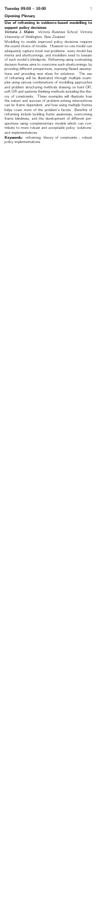**Tuesday 09:00 – 10:00**

## Opening Plenary

### Use of reframing in evidence-based modelling to support policy decisions

**Victoria J. Mabin** *Victoria Business School, Victoria University of Wellington, New Zealand.*

Modelling to enable improved policy decisions requires the sound choice of models. However no one model can adequately capture most real problems: every model has merits and shortcomings, and modellers need to beware of each model's blindspots. Reframing using contrasting decision frames aims to overcome such shortcomings, by providing different perspectives, exposing flawed assumptions and providing new ideas for solutions. The use of reframing will be illustrated through multiple examples using various combinations of modelling approaches and problem structuring methods drawing on hard OR, soft OR and systems thinking methods including the theory of constraints. These examples will illustrate how the nature and success of problem-solving interventions can be frame dependent, and how using multiple frames helps cover more of the problem's facets. Benefits of reframing include building frame awareness, overcoming frame blindness, and the development of different perspectives using complementary models which can contribute to more robust and acceptable policy 'solutions' and implementations.

**Keywords:** reframing; theory of constraints ; robust policy implementations.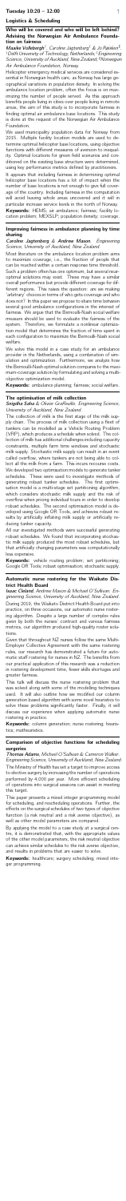## Tuesday 10:20 – 12:00

### Logistics & Scheduling

#### Who will be covered and who will be left behind? Advising the Norwegian Air Ambulance Foundation on fairness

*Maaike Vollebergh*[1], *Caroline Jagtenberg*[1] & *Jo Røislien*[2]. [1]Delft University of Technology, Netherlands; [2]Engineering Science, University of Auckland, New Zealand; [2]Norwegian Air Ambulance Foundation, Norway

Helicopter emergency medical services are considered essential in Norwegian health care, as Norway has large geographical variations in population density. In solving the ambulance location problem, often the focus is on maximizing the number of people served. As this approach benefits people living in cities over people living in remote areas, the aim of this study is to incorporate fairness in finding optimal air ambulance base locations. This study is done at the request of the Norwegian Air Ambulance Foundation.

We used municipality population data for Norway from 2015. Multiple facility location models are used to determine optimal helicopter base locations, using objective functions with different measures of aversion to inequality. Optimal locations for green field scenarios and conditioned on the existing base structure were determined, using key performance metrics defined by practitioners.

It appears that including fairness in determining optimal helicopter base locations has a lot of impact when the number of base locations is not enough to give full coverage of the country. Including fairness in the computation will avoid leaving whole areas uncovered and it will in particular increase service levels in the north of Norway.

**Keywords:** HEMS; air ambulance; fairness; facility location problem; MEXCLP; population density; coverage.

#### Improving fairness in ambulance planning by time sharing

*Caroline Jagtenberg* & *Andrew Mason*. Engineering Science, University of Auckland, New Zealand

Most literature on the ambulance location problem aims to maximize coverage, i.e., the fraction of people that can be reached within a certain response time threshold. Such a problem often has one optimum, but several near-optimal solutions may exist. These may have a similar overall performance but provide different coverage for different regions. This raises the question: are we making 'arbitrary' choices in terms of who gets coverage and who does not? In this paper we propose to share time between several good ambulance configurations in the interest of fairness. We argue that the Bernoulli-Nash social welfare measure should be used to evaluate the fairness of the system. Therefore, we formulate a nonlinear optimization model that determines the fraction of time spent in each configuration to maximize the Bernoulli-Nash social welfare.

We solve this model in a case study for an ambulance provider in the Netherlands, using a combination of simulation and optimization. Furthermore, we analyze how the Bernoulli-Nash optimal solution compares to the maximum-coverage solution by formulating and solving a multi-objective optimization model.

**Keywords:** ambulance planning; fairness; social welfare.

#### The optimisation of milk collection

*Snigdha Saha* & *Oliver Gredhardt*. Engineering Science, University of Auckland, New Zealand

The collection of milk is the first stage of the milk supply chain. The process of milk collection using a fleet of tankers can be modelled as a Vehicle Routing Problem (VRP), which produces a schedule when solved. The collection of milk has additional challenges such as capacity constraints, multiple farm time windows and stochastic milk supply. Stochastic milk supply can result in an event called overflow, where tankers are not being able to collect all the milk from a farm. This incurs recourse costs. We developed two optimisation models to generate tanker schedules. These were used to investigate methods of generating robust tanker schedules. The first optimisation model is a multi-stage set partitioning algorithm, which considers stochastic milk supply and the risk of overflow when pricing individual tours in order to develop robust schedules. The second optimisation model is developed using Google OR Tools, and achieves robust results by artificially inflating milk supply or artificially reducing tanker capacity.

All our investigated methods were successful generating robust schedules. We found that incorporating stochastic milk supply produced the most robust schedules, but that artificially changing parameters was computationally less expensive.

**Keywords:** vehicle routing problem; set partitioning; Google OR Tools; robust optimisation; stochastic supply.

#### Automatic nurse rostering for the Waikato District Health Board

*Isaac Cleland*, *Andrew Mason* & *Michael O'Sullivan*. Engineering Science, University of Auckland, New Zealand

During 2019, the Waikato District Health Board put into practice, on three occasions, our automatic nurse rostering algorithm. Despite a large number of complex rules given by both the nurses' contract and various fairness metrics, our algorithm produced high-quality roster solutions.

Given that throughout NZ nurses follow the same Multi-Employer Collective Agreement with the same rostering rules, our research has demonstrated a future for automatic staff rostering for nurses in NZ. The benefits from our practical application of this research was a reduction in rostering development time, fewer skills shortages and greater fairness.

This talk will discuss the nurse rostering problem that was solved along with some of the modelling techniques used. It will also outline how we modified our column generation based algorithm with some novel heuristics to solve these problems significantly faster. Finally, it will discuss our experience when applying automatic nurse rostering in practice.

**Keywords:** column generation; nurse rostering; heuristics; matheuristics.

#### Comparison of objective functions for scheduling surgeries

*Thomas Adams*, *Michael O'Sullivan* & *Cameron Walker*. Engineering Science, University of Auckland, New Zealand

The Ministry of Health has set a target to improve access to elective surgery by increasing the number of operations performed by 4,000 per year. More efficient scheduling of operations into surgical sessions can assist in meeting this target.

This paper presents a mixed integer programming model for scheduling, and rescheduling operations. Further, the effects on the surgical schedules of two types of objective function (a risk neutral and a risk averse objective), as well as other model parameters are compared.

By applying the model to a case study at a surgical centre, it is demonstrated that, with the appropriate values of the other model parameters, the risk neutral objective can achieve similar schedules to the risk averse objective, and results in a problem that are easier to solve.

**Keywords:** healthcare; surgery scheduling; mixed integer programming.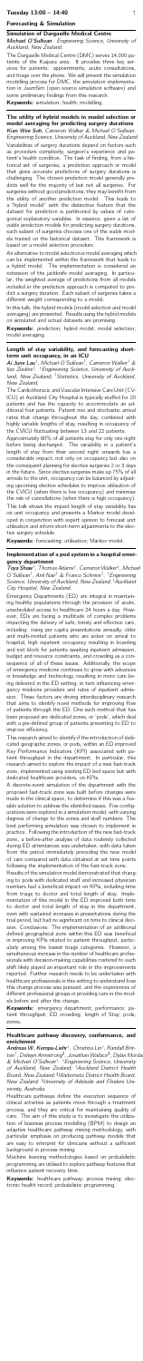## Tuesday 13:00 – 14:40

### Forecasting & Simulation

#### Simulation of Dargaville Medical Centre

*Michael O'Sullivan* Engineering Science, University of Auckland, New Zealand.

The Dargaville Medical Centre (DMC) serves 14,000 patients of the Kaipara area. It provides three key services for patients: appointments, acute consultations, and triage over the phone. We will present the simulation modelling process for DMC, the simulation implementation in JaamSim (open source simulation software) and some preliminary findings from this research.

**Keywords:** simulation; health; modelling.

#### The utility of hybrid models in model selection or model averaging for predicting surgery durations

*Kian Wee Soh*, Cameron Walker & Michael O'Sullivan, Engineering Science, University of Auckland, New Zealand.

Variabilities of surgery durations depend on factors such as procedure complexity, surgeon's experience and patient's health condition. The task of finding, from a historical set of surgeries, a prediction approach or model that gives accurate predictions of surgery durations is challenging. The chosen prediction model generally predicts well for the majority of but not all surgeries. For surgeries without good predictions, they may benefit from the utility of another prediction model. This leads to a "hybrid model" with the distinctive features that the dataset for prediction is partitioned by values of categorical explanatory variables. In essence, given a list of viable prediction models for predicting surgery durations, each subset of surgeries chooses one of the candidate models trained on the historical dataset. This framework is based on a model selection procedure.

An alternative to model selection is model averaging which can be implemented within the framework that leads to a hybrid model. The implementation is considered an extension of the jackknife model averaging. In particular, the weighted average of predictions from all models included in the prediction approach is computed to predict a surgery duration. Each subset of surgeries takes a different weight corresponding to a model.

In this talk, the hybrid models (model selection and model averaging) are presented. Results using the hybrid models on simulated and actual datasets are promising.

**Keywords:** prediction; hybrid model; model selection; model averaging.

#### Length of stay variability, and forecasting short-term unit occupancy, in an ICU

*Ai Jane Lau*[1], Michael O'Sullivan[1], Cameron Walker[1] & Ilze Ziedins[2]. [1]Engineering Science, University of Auckland, New Zealand, [2]Statistics, University of Auckland, New Zealand.

The Cardiothoracic and Vascular Intensive Care Unit (CV-ICU) at Auckland City Hospital is typically staffed for 20 patients and has the capacity to accommodate an additional four patients. Patient mix and stochastic arrival rates that change throughout the day, combined with highly variable lengths of stay, resulting in occupancy of the CVICU fluctuating between 13 and 22 patients.

Approximately 80% of all patients stay for only one night before being discharged. The variability in a patient's length of stay from their second night onwards has a considerable impact, not only on occupancy but also on the consequent planning for elective surgeries 2 or 3 days in the future. Since elective surgeries make up 75% of all arrivals to the unit, occupancy can be balanced by adjusting upcoming elective schedules to improve utilisation of the CVICU (when there is low occupancy) and minimise the risk of cancellations (when there is high occupancy).

This talk shows the impact length of stay variability has on unit occupancy and presents a Markov model developed in conjunction with expert opinion to forecast unit utilisation and inform short-term adjustments to the elective surgery schedule.

**Keywords:** forecasting; utilisation; Markov model.

#### Implementation of a pod system in a hospital emergency department

*Tara Shaw*[1], Thomas Adams[1], Cameron Walker[1], Michael O'Sullivan[1], Anil Nair[2] & Franco Scheepe[2]. [1]Engineering Science, University of Auckland, New Zealand, [2]Auckland City Hospital, New Zealand.

Emergency Departments (ED) are integral in maintaining healthy populations through the provision of acute, unscheduled access to healthcare 24 hours a day. However, EDs are facing a multitude of complex problems impacting the delivery of safe, timely and effective care, including: rising per capita presentations annually, older and multi-morbid patients who are sicker on arrival to hospital, high inpatient occupancy resulting in boarding and exit block for patients awaiting inpatient admission, budget and resource constraints, and crowding as a consequence of all of these issues. Additionally, the scope of emergency medicine continues to grow with advances in knowledge and technology, resulting in more care being delivered in the ED setting, in turn influencing emergency physician practices and rates of inpatient admission. These factors are driving interdisciplinary research that aims to identify novel methods for improving flow of patients through the ED. One such method that has been proposed are dedicated zones, or 'pods', which deal with a pre-defined group of patients presenting to ED to improve efficiency.

This research aimed to identify if the introduction of dedicated geographic zones, or pods, within an ED improved Key Performance Indicators (KPI) associated with patient throughput in the department. In particular, this research aimed to explore the impact of a new fast-track zone, implemented using existing ED bed space but with dedicated healthcare providers, on KPIs.

A discrete-event simulation of the department with the proposed fast-track zone was built before changes were made in the clinical space, to determine if this was a feasible solution to address the identified issues. Five configurations were explored in a simulation model, with varying degrees of change to the zones and staff numbers. The best performing simulation was chosen to implement in practice. Following the introduction of the new fast-track zone, a before-after analysis of data routinely collected during ED attendances was undertaken, with data taken from the period immediately preceding the new model of care compared with data obtained at set time points following the implementation of the fast-track zone.

Results of the simulation model demonstrated that changing to pods with dedicated staff and increased physician numbers had a beneficial impact on KPIs, including time from triage to doctor and total length of stay. Implementation of this model in the ED improved both time to doctor and total length of stay in the department, even with sustained increases in presentations during the trial period, but had no significant on time to clinical decision. Conclusions: The implementation of an additional defined geographical zone within the ED was beneficial in improving KPIs related to patient throughput, particularly among the lowest triage categories. However, a simultaneous increase in the number of healthcare professionals with decision-making capabilities rostered to each shift likely played an important role in the improvements reported. Further research needs to be undertaken with healthcare professionals in this setting to understand how the change process was pursued, and the experiences of different professional groups in providing care in the models before and after the change.

**Keywords:** emergency department; performance; patient throughput; ED crowding; length of Stay; pods; zones.

#### Healthcare pathway discovery, conformance, and enrichment

*Andreas W. Kempa-Liehr*[1], Christina Lin[1], Randall Britten[1], Delwyn Armstrong[2], Jonathan Wallace[3], Dylan Mordaunt[4] & Michael O'Sullivan[1]. [1]Engineering Science, University of Auckland, New Zealand, [2]Auckland District Health Board, New Zealand, [3]Waitematā District Health Board, New Zealand, [4]University of Adelaide and Flinders University, Australia.

Healthcare pathways define the execution sequence of clinical activities as patients move through a treatment process, and they are critical for maintaining quality of care. The aim of this study is to investigate the utilisation of business process modeling (BPM) to design an adaptive healthcare pathway mining methodology, with particular emphasis on producing pathway models that are easy to interpret for clinicians without a sufficient background in process mining.

Machine learning methodologies based on probabilistic programming are utilised to explore pathway features that influence patient recovery time.

**Keywords:** healthcare pathway; process mining; electronic health record; probabilistic programming.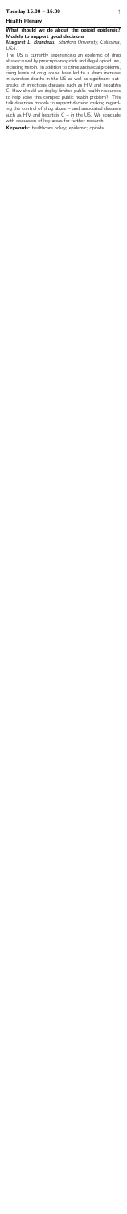**Tuesday 15:00 – 16:00**

**Health Plenary**

**What should we do about the opioid epidemic? Models to support good decisions**

*Margaret L. Brandeau, Stanford University, California, USA.*

The US is currently experiencing an epidemic of drug abuse caused by prescription opioids and illegal opioid use, including heroin. In addition to crime and social problems, rising levels of drug abuse have led to a sharp increase in overdose deaths in the US as well as significant outbreaks of infectious diseases such as HIV and hepatitis C. How should we deploy limited public health resources to help solve this complex public health problem? This talk describes models to support decision making regarding the control of drug abuse – and associated diseases such as HIV and hepatitis C – in the US. We conclude with discussion of key areas for further research.

**Keywords:** healthcare policy; epidemic; opioids.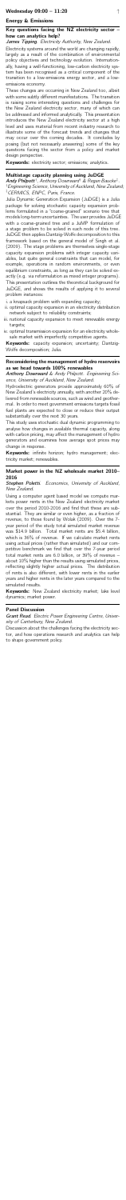## Wednesday 09:00 – 11:20

### Energy & Emissions

#### Key questions facing the NZ electricity sector – how can analytics help?

*James Tipping. Electricity Authority, New Zealand.*

Electricity systems around the world are changing rapidly, largely as a result of the combination of environmental policy objectives and technology evolution. Internationally, having a well-functioning, low-carbon electricity system has been recognised as a critical component of the transition to a low-emissions energy sector, and a low-emissions economy.

These changes are occurring in New Zealand too, albeit with some subtly different manifestations. The transition is raising some interesting questions and challenges for the New Zealand electricity sector, many of which can be addressed and informed analytically. This presentation introduces the New Zealand electricity sector at a high level and uses material from recent industry research to illustrate some of the forecast trends and changes that may occur over the coming decades. It concludes by posing (but not necessarily answering) some of the key questions facing the sector from a policy and market design perspective.

**Keywords:** electricity sector; emissions; analytics.

#### Multistage capacity planning using JuDGE

*Andy Philpott*[1]*, Anthony Downward*[1] *& Regan Baucke*[2]*.*
[1]*Engineering Science, University of Auckland, New Zealand,*
[2]*CERMICS, ENPC, Paris, France.*

Julia Dynamic Generation Expansion (JuDGE) is a Julia package for solving stochastic capacity expansion problems formulated in a "coarse-grained" scenario tree that models long-term uncertainties. The user provides JuDGE with a coarse-grained tree and a JuMP formulation of a stage problem to be solved in each node of this tree. JuDGE then applies Dantzig-Wolfe decomposition to this framework based on the general model of Singh et al. (2009). The stage problems are themselves single-stage capacity expansion problems with integer capacity variables, but quite general constraints that can model, for example, operations in random environments, or even equilibrium constraints, as long as they can be solved exactly (e.g. via reformulation as mixed integer programs). This presentation outlines the theoretical background for JuDGE, and shows the results of applying it to several problem instances:

i. a knapsack problem with expanding capacity;
ii. optimal capacity expansion in an electricity distribution network subject to reliability constraints;
iii. national capacity expansion to meet renewable energy targets;
iv. optimal transmission expansion for an electricity wholesale market with imperfectly competitive agents.

**Keywords:** capacity expansion; uncertainty; Dantzig-Wolfe decomposition; Julia.

#### Reconsidering the management of hydro reservoirs as we head towards 100% renewables

*Anthony Downward & Andy Philpott. Engineering Science, University of Auckland, New Zealand.*

Hydroelectric generators provide approximately 60% of New Zealand's electricity annually, with another 20% delivered from renewable sources, such as wind and geothermal. In order to meet government emissions targets fossil fuel plants are expected to close or reduce their output substantially over the next 30 years.

This study uses stochastic dual dynamic programming to analyse how changes in available thermal capacity, along with carbon pricing, may affect the management of hydro generators and examines how average spot prices may change in response.

**Keywords:** infinite horizon; hydro management; electricity market; renewables.

#### Market power in the NZ wholesale market 2010–2016

*Stephen Poletti. Economics, University of Auckland, New Zealand.*

Using a computer agent based model we compute markets power rents in the New Zealand electricity market over the period 2010-2016 and find that these are substantial. They are similar or even higher, as a fraction of revenue, to those found by Wolak (2009). Over the 7-year period of the study total simulated market revenue was \$14.9 billion. Total market rents are \$5.4 billion, which is 36% of revenue. If we calculate market rents using actual prices (rather than simulated) and our competitive benchmark we find that over the 7-year period total market rents are 6.0 billion, or 39% of revenue – about 10% higher than the results using simulated prices, reflecting slightly higher actual prices. The distribution of rents is also different, with lower rents in the earlier years and higher rents in the later years compared to the simulated results.

**Keywords:** New Zealand electricity market; lake level dynamics; market power.

#### Panel Discussion

*Grant Read. Electric Power Engineering Centre, University of Canterbury, New Zealand.*

Discussion about the challenges facing the electricity sector, and how operations research and analytics can help to shape government policy.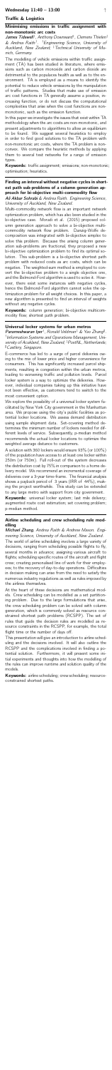**Wednesday 11:40 – 13:00**

## Traffic & Logistics

### Minimising emissions in traffic assignment with non-monotonic arc costs

*James Tidswell*[1], *Anthony Downward*[1], *Clemens Thielen*[2] *& Andrea Raith*[1]. [1]*Engineering Science, University of Auckland, New Zealand,* [2]*Technical University of Munich, Germany.*

The modelling of vehicle emissions within traffic assignment (TA) has been studied in literature, where emissions such as carbon monoxide and nitrogen dioxide are detrimental to the populace health as well as to the environment. TA is employed as a means to identify the potential to reduce vehicle emissions by the manipulation of traffic patterns. Studies that make use of emission arc cost functions in TA generally assume a positive, increasing function, or do not discuss the computational complexities that arise when the cost functions are non-monotonic, such as the emission function.

In this paper we investigate the issues that exist within TA methodology when the arc costs are non-monotonic, and present adjustments to algorithms to allow an equilibrium to be found. We suggest several heuristics to employ in order to find good solutions to the TA problem with non-monotonic arc costs, where the TA problem is nonconvex. We compare the heuristic methods by applying them to several test networks for a range of emission types.

**Keywords:** traffic assignment; emissions; non-monotonic; optimisation; heuristics.

### Finding an interval without negative cycles in shortest path sub-problems of a column generation approach for bi-objective multi-commodity flow

*Ali Akbar Sohrabi & Andrea Raith. Engineering Science, University of Auckland, New Zealand.*

Multi-commodity network flow is an important network optimization problem, which has also been studied in the bi-objective case. Moradi et al. (2015) proposed column generation approach to solve a bi-objective multi-commodity network flow problem. Dantzig-Wolfe decomposition was integrated with bi-objective simplex to solve this problem. Because the arising column generation sub-problems are shortest path problems, they can be negative. The weighted-sum method is employed to convert the bi-objective problem to a single objective one, hence the Bellman-Ford algorithm is used to solve it. However, there exist some instances with negative cycles, hence the Bellman-Ford algorithm cannot solve the optimization problem for all weight choices. In this paper, a new algorithm is presented to find an interval of weights without any negative cycles.

**Keywords:** column generation; bi-objective multicommodity flow; shortest path problem.

### Universal locker systems for urban metros

*Parameshwaran Iyer*[1], *Ronald Veldman*[2] *& Yao Zhang*[3]. [1]*Information Systems and Operations Management, University of Auckland, New Zealand;* [2]*PostNL, Netherlands;* [3]*Carrefour, Singapore.*

E-commerce has led to a surge of parcel deliveries owing to the mix of lower price and higher convenience for consumers. This has significantly increased parcel shipments, resulting in congestion within the urban metros, leading to worsening traffic and pollution levels. Parcel locker system is a way to optimize the deliveries. However, individual companies taking up the initiative have not been effective, as customers tend to switch to the most convenient option.

We explore the possibility of a universal locker system facilitated by New York City government in the Manhattan area. We propose using the city's public facilities as potential locker locations. We assess demand distribution using sample shipment data. Set-covering method determines the minimum number of lockers needed for different levels of service. Subsequently, p-median method recommends the actual locker locations to optimize the weighted average distance to customers.

A solution with 360 lockers would ensure 93% (or 100%) of the population have access to at least one locker within 250m (or 750m). Full roll-out of the system decreases the distribution cost by 75% in comparison to a home delivery model. We recommend an incremental coverage of deliveries over a 3-year time-frame. The financial analysis shows a payback period of 3 years (IRR of 44%), making the project worthwhile. This study can be extended to any large metro with support from city government.

**Keywords:** universal locker system; last mile delivery; augmented route cost estimation; set covering problem; p-median method.

### Airline scheduling and crew scheduling rule modelling

*Michael Zhang, Andrea Raith & Andrew Mason. Engineering Science, University of Auckland, New Zealand.*

The world of airline scheduling involves a large variety of decisions, ranging from scheduling possible flights to fly, several months in advance; assigning various aircraft to flights; scheduling specific routes of the aircraft and flight crew; creating personalised line of work for their employees; to the recovery of day-to-day operations. Difficulties in decision making can arise from the need to satisfy the numerous industry regulations as well as rules imposed by the airlines themselves.

At the heart of these decisions are mathematical models. Crew scheduling can be modelled as a set partitioning problem. Due to the large formulations that arise, the crew scheduling problem can be solved with column generation, which is commonly solved as resource constrained shortest path problems (RCSPP). The set of rules that guide the decision rules are modelled as resource constraints in the RCSPP, for example, the total flight time or the number of days off.

This presentation will give an introduction to airline scheduling and the decisions involved. It will also outline the RCSPP and the complications involved in finding a potential solution. Furthermore, it will present some initial experiments and thoughts into how the modelling of the rules can improve runtime and solution quality of the models.

**Keywords:** airline scheduling; crew scheduling; resource-constrained shortest paths.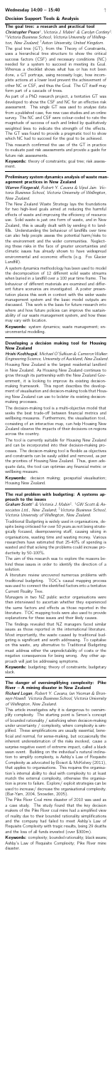## Decision Support Tools & Modelling

### The goal tree: a research and practical tool

***Christopher Peace***[1], *Victoria J. Mabin*[1] & *Carolyn Cordery*[2]. [1]*Victoria Business School, Victoria University of Wellington, New Zealand*; [2]*Aston University, United Kingdom*.

The goal tree (GT), from the Theory of Constraints, uses a hierarchical tree structure to show the critical success factors (CSF) and necessary conditions (NC) needed for a system to succeed in meeting its Goal. Whereas a checklist shows what has or has not been done, a GT portrays, using necessity logic, how incomplete actions at a lower level prevent the achievement of other NC or CSF, and thus the Goal. The GT itself may form part of a cascade of trees.

As part of a PhD research project, a tentative GT was developed to show the CSF and NC for an effective risk assessment. The sample GT was used to analyse data from a published case, five new case studies and an online survey. The NC and CSF were colour-coded to rate the magnitude of success of each and linked by qualitatively weighted lines to indicate the strength of the effects. The GT was found to provide a pragmatic tool to show which NC had to succeed for the goal to be achieved.

This research confirmed the use of the GT in practice to evaluate past risk assessments and provide a guide for future risk assessments.

**Keywords:** theory of constraints; goal tree; risk assessment.

### Preliminary system dynamics analysis of waste management practices in New Zealand

***Warren Fitzgerald***, *Robert Y. Cavana & Vipul Jain. Victoria Business School, Victoria University of Wellington, New Zealand*.

The New Zealand Waste Strategy lays the foundations for two high-level goals aimed at reducing the harmful effects of waste and improving the efficiency of resource use. Solid waste is just one form of waste, and in New Zealand, this is usually dealt with by sending it to landfills. Understanding the behaviour of landfills over time can also help people assess the potential harm/risks to the environment and the wider communities. Neglecting these risks in the face of greater uncertainties and climatic issues has already shown to have widespread environmental and economic effects (e.g. Fox Glacier Landfill).

A system dynamics methodology has been used to model the decomposition of 12 different solid waste streams when buried in a landfill over a 100 year time frame. The behaviour of different materials are examined and different surface scenarios are investigated. A poster presentation places this work in context with the wider waste management system and the basic model outputs are discussed. The work is the base for future research into where and how future policies can improve the sustainability of our waste management system, and how these may vary with location.

**Keywords:** system dynamics; waste management; environmental modelling.

### Developing a decision making tool for Housing New Zealand

***Hrishi Kavthekar***[i], *Michael O'Sullivan & Cameron Walker. Engineering Science, University of Auckland, New Zealand*

Housing New Zealand is the largest residential landlord in New Zealand. As Housing New Zealand continues to grow through its partnership with the New Zealand Government, it is looking to improve its existing decision-making framework. This report describes the development of visualisation and decision-making tools that Housing New Zealand can use to bolster its existing decision-making processes.

The decision-making tool is a multi-objective model that seeks the best trade-off between financial metrics and wellbeing measures. Furthermore, the visualisation tool, consisting of an interactive map, can help Housing New Zealand observe the impacts of their decisions on regions across the country.

The tool is currently suitable for Housing New Zealand and can be incorporated into their decision-making processes. The decision-making tool is flexible as objectives and constraints can be easily added and removed, as per the priorities of Housing New Zealand. Thus, given adequate data, the tool can optimise any financial metric or wellbeing measure.

**Keywords:** decision making; geospatial visualisation; Housing New Zealand.

### The real problem with budgeting: A systems approach to the issues

***Graham Kemp***[1] & *Victoria J. Mabin*[2]. [1]*GW Scott & Associates Ltd., New Zealand*; [2]*Victoria Business School, Victoria University of Wellington, New Zealand*.

Traditional Budgeting is widely used in organisations, despite being criticised for over 50 years as not being strategically focused, disempowering staff, causing delays in implementation, wasting time and wasting money. Various researchers have estimated that 25-40% of spending is wasted and that solving the problems could increase productivity by 50-100%.

The aim of this research was to explore the reasons behind these issues in order to identify the direction of a solution.

A literature review uncovered numerous problems with traditional budgeting. TOC's causal mapping process was used to connect the identified factors into a tentative Current Reality Tree.

Managers in two NZ public sector organisations were then interviewed to ascertain whether they experienced the same factors and effects as those reported in the literature. TOC mapping tools were also used to provide explanations for these issues and their likely causes.

The findings revealed that NZ managers faced similar issues as those reported in the international literature. Most importantly, the waste caused by traditional budgeting is significant and worth addressing. To capitalise on the waste, any alternative to Traditional Budgeting must address either the unpredictability of costs or the negative consequences for being wrong. Any other approach will just be addressing symptoms.

**Keywords:** budgeting; theory of constraints; budgetary slack.

### The danger of oversimplifying complexity: Pike River – A mining disaster in New Zealand

***Richard Logan***, *Robert Y. Cavana, Ian Yeoman & Bronwyn Howell. Victoria Business School, Victoria University of Wellington, New Zealand*.

This article investigates why it is dangerous to oversimplify complexity. The starting point is Simon's concept of bounded rationality / satisficing when decision-making under uncertainty / complexity, where complexity is simplified. These simplifications are usually essential, beneficial and normal, for sense-making, but occasionally the inherent underestimation of the risks involved, cause a surprise negative event of extreme impact, called a black swan event. Building on the individual's natural inclination to simplify complexity, is Ashby's Law of Requisite Complexity as advocated by Boisot & McKelvey (2011), that applies to organisations. This requires the organisation's internal ability to deal with complexity to at least match the external complexity, otherwise the organisation is prone to failure. Explore/ exploit strategies can be used to increase/ decrease the organisational complexity (Bar-Yam, 2004; Snowden, 2005).

The Pike River Coal mine disaster of 2010 was used as a case study. The study found that the key decision makers of the Pike River coal mine had a simplified view of reality due to their bounded rationality simplifications and the company had failed to meet Ashby's Law of Requisite Complexity with tragic results, being 29 deaths and the loss of all funds invested (over $300m).

**Keywords:** complexity; bounded rationality; black swans; Ashby's Law of Requisite Complexity; Pike River mine disaster.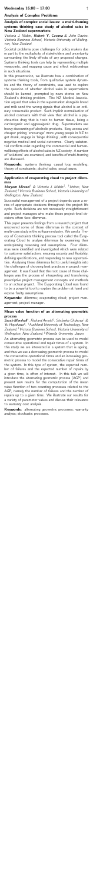## Analysis of Complex Problems

### Analysis of complex social issues: a multi-framing systems thinking case study of alcohol sales in New Zealand supermarkets

*Victoria J. Mabin, **Robert Y. Cavana** & John Davies. Victoria Business School, Victoria University of Wellington, New Zealand.*

Societal problems pose challenges for policy makers due in part to the multiplicity of stakeholders and uncertainty surrounding the likely effects of any proposed changes. Systems thinking tools can help by representing multiple viewpoints, and mapping cause and effect relationships in such situations.

In this presentation, we illustrate how a combination of systems thinking tools, from qualitative system dynamics and the theory of constraints, was used to explore the question of whether alcohol sales in supermarkets should be banned, prompted by news stories on New Zealand's drinking problem. The NZ Medical Association argued that sales in the supermarket alongside bread and milk send the wrong signals that alcohol is an ordinary consumable product. Such implicit normalisation of alcohol contrasts with their view that alcohol is a psychoactive drug that is toxic to human tissue, being a carcinogenic and aggressogenic drug. Supermarkets use heavy discounting of alcoholic products. Easy access and cheaper pricing 'encourage' more young people in NZ to get drunk, engage in 'binge drinking', with consequential negative medical and social outcomes. Clearly substantial conflicts exist regarding the commercial and human-wellbeing effects of alcohol sales in NZ society. A number of 'solutions' are examined, and benefits of multi-framing are discussed.

**Keywords:** systems thinking; causal loop modelling; theory of constraints; alcohol sales; social issues.

### Application of evaporating cloud to project dilemmas

***Maryam Mirzaei***[1] *& Victoria J. Mabin*[2]. [1]*Unitec, New Zealand;* [2]*Victoria Business School, Victoria University of Wellington, New Zealand.*

Successful management of a project depends upon a series of appropriate decisions throughout the project life cycle. Such decisions are not necessarily straightforward and project managers who make those project-level decisions often face dilemmas.

This paper presents findings from a research project that uncovered some of those dilemmas in the context of multi-case study in the software industry. We used a Theory of Constraints thinking process tool called the Evaporating Cloud to analyse dilemmas by examining their underpinning reasoning and assumptions. Four dilemmas were identified and investigated which were related to customer satisfaction, ensuring security and flexibility, defining specifications, and responding to new opportunities. Analysing these dilemmas led to useful insights into the challenges of choosing best practices in project management. It was found that the root cause of those challenges was the process of interpreting and transferring prescriptive project management concepts and methods to an actual project. The Evaporating Cloud was found to be a powerful tool to explain the problem at hand and expose faulty assumptions.

**Keywords:** dilemmas; evaporating cloud; project management; project success.

### Mean value function of an alternating geometric process

***Sarah Marshall***[1], *Richard Arnold*[2], *Stefanka Chukova*[2] *& Yu Hayakawa*[3]. [1]*Auckland University of Technology, New Zealand;* [2]*Victoria Business School, Victoria University of Wellington, New Zealand;* [3]*Waseda University, Japan.*

An alternating geometric process can be used to model consecutive operational and repair times of a system. In the study we are interested in a system that is ageing, and thus we use a decreasing geometric process to model the consecutive operational times and an increasing geometric process to model the consecutive repair times of the system. In this type of system, the expected number of failures and the expected number of repairs by a given time, is often of interest. In this talk we will introduce the alternating geometric process (AGP) and present new results for the computation of the mean value function of two counting processes related to the AGP, namely the number of failures and the number of repairs up to a given time. We illustrate our results for a variety of parameter values and discuss their relevance to warranty cost analysis.

**Keywords:** alternating geometric processes; warranty analysis; stochastic processes.